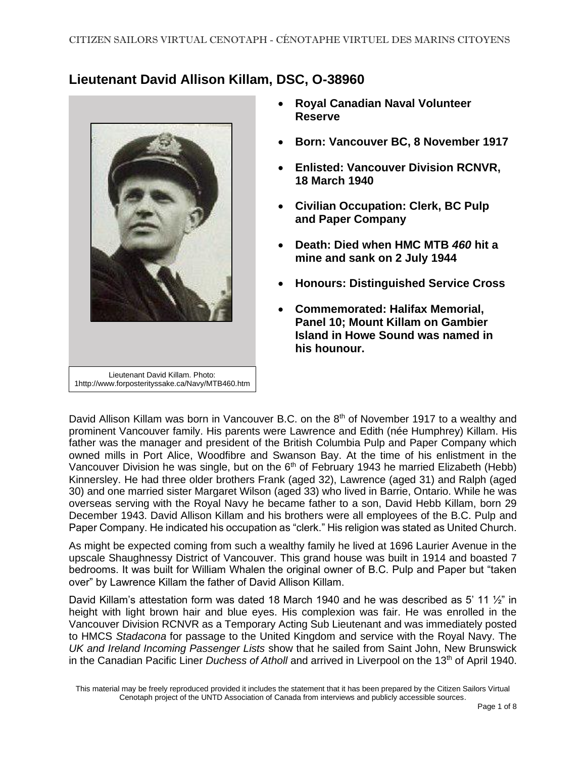# Lieutenant David Allison Killam, DSC, O-38960

Lieutenant David Killam. Photo: 1http://www.forposterityssake.ca/Navy/MTB460.htm

- **Royal Canadian Naval Volunteer Reserve**
- **Born: Vancouver BC, 8 November 1917**
- **Enlisted: Vancouver Division RCNVR, 18 March 1940**
- **Civilian Occupation: Clerk, BC Pulp and Paper Company**
- **Death: Died when HMC MTB *460* hit a mine and sank on 2 July 1944**
- **Honours: Distinguished Service Cross**
- **Commemorated: Halifax Memorial, Panel 10; Mount Killam on Gambier Island in Howe Sound was named in his hounour.**

David Allison Killam was born in Vancouver B.C. on the 8th of November 1917 to a wealthy and prominent Vancouver family. His parents were Lawrence and Edith (née Humphrey) Killam. His father was the manager and president of the British Columbia Pulp and Paper Company which owned mills in Port Alice, Woodfibre and Swanson Bay. At the time of his enlistment in the Vancouver Division he was single, but on the 6th of February 1943 he married Elizabeth (Hebb) Kinnersley. He had three older brothers Frank (aged 32), Lawrence (aged 31) and Ralph (aged 30) and one married sister Margaret Wilson (aged 33) who lived in Barrie, Ontario. While he was overseas serving with the Royal Navy he became father to a son, David Hebb Killam, born 29 December 1943. David Allison Killam and his brothers were all employees of the B.C. Pulp and Paper Company. He indicated his occupation as "clerk." His religion was stated as United Church.

As might be expected coming from such a wealthy family he lived at 1696 Laurier Avenue in the upscale Shaughnessy District of Vancouver. This grand house was built in 1914 and boasted 7 bedrooms. It was built for William Whalen the original owner of B.C. Pulp and Paper but "taken over" by Lawrence Killam the father of David Allison Killam.

David Killam's attestation form was dated 18 March 1940 and he was described as 5' 11 ½" in height with light brown hair and blue eyes. His complexion was fair. He was enrolled in the Vancouver Division RCNVR as a Temporary Acting Sub Lieutenant and was immediately posted to HMCS *Stadacona* for passage to the United Kingdom and service with the Royal Navy. The *UK and Ireland Incoming Passenger Lists* show that he sailed from Saint John, New Brunswick in the Canadian Pacific Liner *Duchess of Atholl* and arrived in Liverpool on the 13th of April 1940.

This material may be freely reproduced provided it includes the statement that it has been prepared by the Citizen Sailors Virtual Cenotaph project of the UNTD Association of Canada from interviews and publicly accessible sources.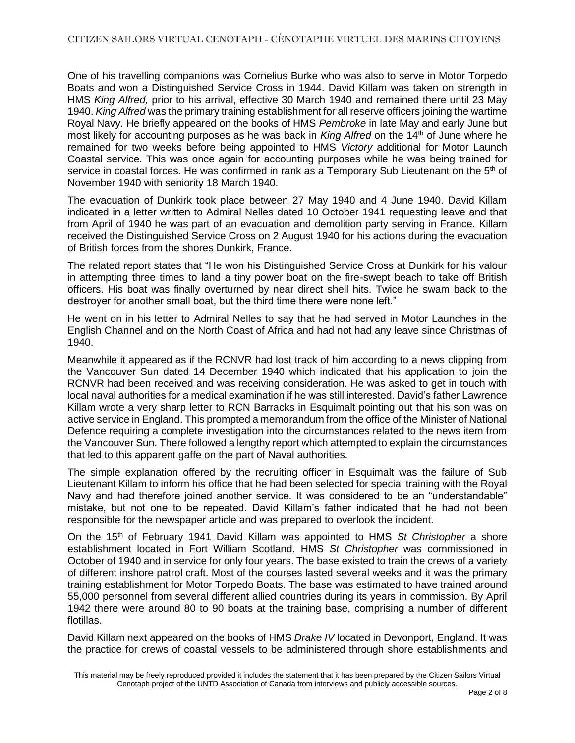One of his travelling companions was Cornelius Burke who was also to serve in Motor Torpedo Boats and won a Distinguished Service Cross in 1944. David Killam was taken on strength in HMS *King Alfred,* prior to his arrival, effective 30 March 1940 and remained there until 23 May 1940. *King Alfred* was the primary training establishment for all reserve officers joining the wartime Royal Navy. He briefly appeared on the books of HMS *Pembroke* in late May and early June but most likely for accounting purposes as he was back in *King Alfred* on the 14th of June where he remained for two weeks before being appointed to HMS *Victory* additional for Motor Launch Coastal service. This was once again for accounting purposes while he was being trained for service in coastal forces. He was confirmed in rank as a Temporary Sub Lieutenant on the 5th of November 1940 with seniority 18 March 1940.

The evacuation of Dunkirk took place between 27 May 1940 and 4 June 1940. David Killam indicated in a letter written to Admiral Nelles dated 10 October 1941 requesting leave and that from April of 1940 he was part of an evacuation and demolition party serving in France. Killam received the Distinguished Service Cross on 2 August 1940 for his actions during the evacuation of British forces from the shores Dunkirk, France.

The related report states that "He won his Distinguished Service Cross at Dunkirk for his valour in attempting three times to land a tiny power boat on the fire-swept beach to take off British officers. His boat was finally overturned by near direct shell hits. Twice he swam back to the destroyer for another small boat, but the third time there were none left."

He went on in his letter to Admiral Nelles to say that he had served in Motor Launches in the English Channel and on the North Coast of Africa and had not had any leave since Christmas of 1940.

Meanwhile it appeared as if the RCNVR had lost track of him according to a news clipping from the Vancouver Sun dated 14 December 1940 which indicated that his application to join the RCNVR had been received and was receiving consideration. He was asked to get in touch with local naval authorities for a medical examination if he was still interested. David's father Lawrence Killam wrote a very sharp letter to RCN Barracks in Esquimalt pointing out that his son was on active service in England. This prompted a memorandum from the office of the Minister of National Defence requiring a complete investigation into the circumstances related to the news item from the Vancouver Sun. There followed a lengthy report which attempted to explain the circumstances that led to this apparent gaffe on the part of Naval authorities.

The simple explanation offered by the recruiting officer in Esquimalt was the failure of Sub Lieutenant Killam to inform his office that he had been selected for special training with the Royal Navy and had therefore joined another service. It was considered to be an "understandable" mistake, but not one to be repeated. David Killam's father indicated that he had not been responsible for the newspaper article and was prepared to overlook the incident.

On the 15th of February 1941 David Killam was appointed to HMS *St Christopher* a shore establishment located in Fort William Scotland. HMS *St Christopher* was commissioned in October of 1940 and in service for only four years. The base existed to train the crews of a variety of different inshore patrol craft. Most of the courses lasted several weeks and it was the primary training establishment for Motor Torpedo Boats. The base was estimated to have trained around 55,000 personnel from several different allied countries during its years in commission. By April 1942 there were around 80 to 90 boats at the training base, comprising a number of different flotillas.

David Killam next appeared on the books of HMS *Drake IV* located in Devonport, England. It was the practice for crews of coastal vessels to be administered through shore establishments and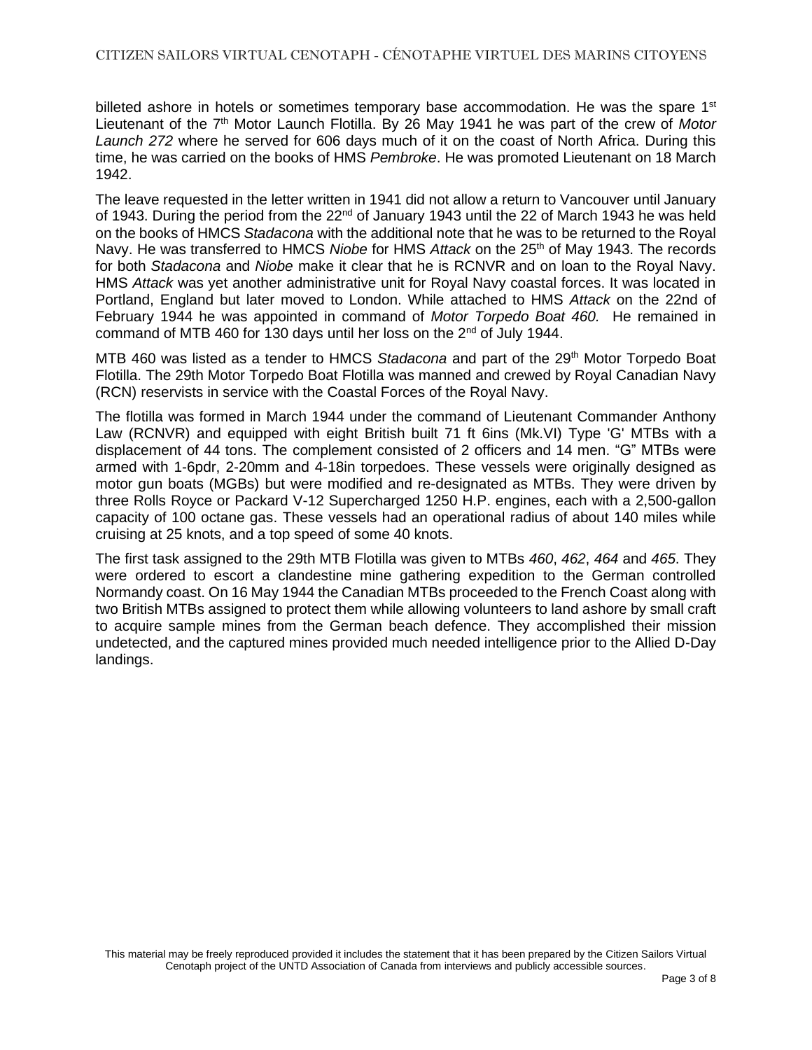billeted ashore in hotels or sometimes temporary base accommodation. He was the spare 1st Lieutenant of the 7th Motor Launch Flotilla. By 26 May 1941 he was part of the crew of *Motor Launch 272* where he served for 606 days much of it on the coast of North Africa. During this time, he was carried on the books of HMS *Pembroke*. He was promoted Lieutenant on 18 March 1942.

The leave requested in the letter written in 1941 did not allow a return to Vancouver until January of 1943. During the period from the 22nd of January 1943 until the 22 of March 1943 he was held on the books of HMCS *Stadacona* with the additional note that he was to be returned to the Royal Navy. He was transferred to HMCS *Niobe* for HMS *Attack* on the 25th of May 1943. The records for both *Stadacona* and *Niobe* make it clear that he is RCNVR and on loan to the Royal Navy. HMS *Attack* was yet another administrative unit for Royal Navy coastal forces. It was located in Portland, England but later moved to London. While attached to HMS *Attack* on the 22nd of February 1944 he was appointed in command of *Motor Torpedo Boat 460.* He remained in command of MTB 460 for 130 days until her loss on the 2nd of July 1944.

MTB 460 was listed as a tender to HMCS *Stadacona* and part of the 29th Motor Torpedo Boat Flotilla. The 29th Motor Torpedo Boat Flotilla was manned and crewed by Royal Canadian Navy (RCN) reservists in service with the Coastal Forces of the Royal Navy.

The flotilla was formed in March 1944 under the command of Lieutenant Commander Anthony Law (RCNVR) and equipped with eight British built 71 ft 6ins (Mk.VI) Type 'G' MTBs with a displacement of 44 tons. The complement consisted of 2 officers and 14 men. "G" MTBs were armed with 1-6pdr, 2-20mm and 4-18in torpedoes. These vessels were originally designed as motor gun boats (MGBs) but were modified and re-designated as MTBs. They were driven by three Rolls Royce or Packard V-12 Supercharged 1250 H.P. engines, each with a 2,500-gallon capacity of 100 octane gas. These vessels had an operational radius of about 140 miles while cruising at 25 knots, and a top speed of some 40 knots.

The first task assigned to the 29th MTB Flotilla was given to MTBs *460*, *462*, *464* and *465*. They were ordered to escort a clandestine mine gathering expedition to the German controlled Normandy coast. On 16 May 1944 the Canadian MTBs proceeded to the French Coast along with two British MTBs assigned to protect them while allowing volunteers to land ashore by small craft to acquire sample mines from the German beach defence. They accomplished their mission undetected, and the captured mines provided much needed intelligence prior to the Allied D-Day landings.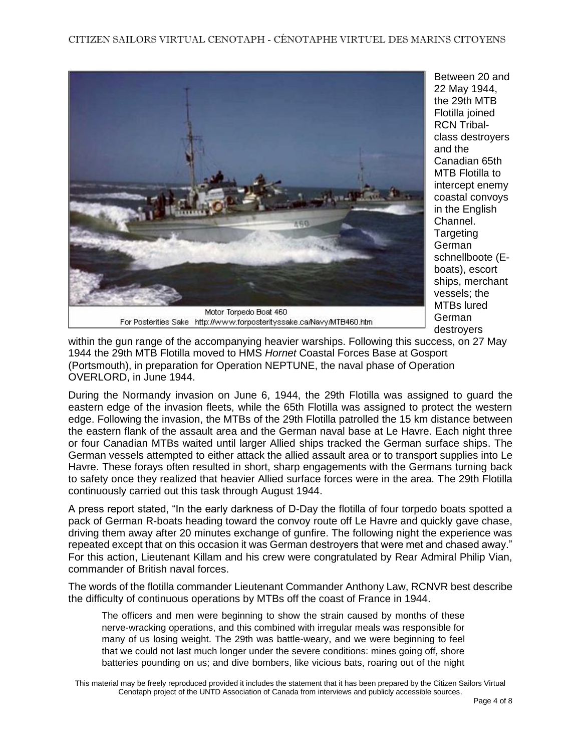Motor Torpedo Boat 460
For Posterities Sake http://www.forposterityssake.ca/Navy/MTB460.htm

Between 20 and 22 May 1944, the 29th MTB Flotilla joined RCN Tribal-class destroyers and the Canadian 65th MTB Flotilla to intercept enemy coastal convoys in the English Channel. Targeting German schnellboote (E-boats), escort ships, merchant vessels; the MTBs lured German destroyers within the gun range of the accompanying heavier warships. Following this success, on 27 May 1944 the 29th MTB Flotilla moved to HMS *Hornet* Coastal Forces Base at Gosport (Portsmouth), in preparation for Operation NEPTUNE, the naval phase of Operation OVERLORD, in June 1944.

During the Normandy invasion on June 6, 1944, the 29th Flotilla was assigned to guard the eastern edge of the invasion fleets, while the 65th Flotilla was assigned to protect the western edge. Following the invasion, the MTBs of the 29th Flotilla patrolled the 15 km distance between the eastern flank of the assault area and the German naval base at Le Havre. Each night three or four Canadian MTBs waited until larger Allied ships tracked the German surface ships. The German vessels attempted to either attack the allied assault area or to transport supplies into Le Havre. These forays often resulted in short, sharp engagements with the Germans turning back to safety once they realized that heavier Allied surface forces were in the area. The 29th Flotilla continuously carried out this task through August 1944.

A press report stated, "In the early darkness of D-Day the flotilla of four torpedo boats spotted a pack of German R-boats heading toward the convoy route off Le Havre and quickly gave chase, driving them away after 20 minutes exchange of gunfire. The following night the experience was repeated except that on this occasion it was German destroyers that were met and chased away." For this action, Lieutenant Killam and his crew were congratulated by Rear Admiral Philip Vian, commander of British naval forces.

The words of the flotilla commander Lieutenant Commander Anthony Law, RCNVR best describe the difficulty of continuous operations by MTBs off the coast of France in 1944.

> The officers and men were beginning to show the strain caused by months of these nerve-wracking operations, and this combined with irregular meals was responsible for many of us losing weight. The 29th was battle-weary, and we were beginning to feel that we could not last much longer under the severe conditions: mines going off, shore batteries pounding on us; and dive bombers, like vicious bats, roaring out of the night

This material may be freely reproduced provided it includes the statement that it has been prepared by the Citizen Sailors Virtual Cenotaph project of the UNTD Association of Canada from interviews and publicly accessible sources.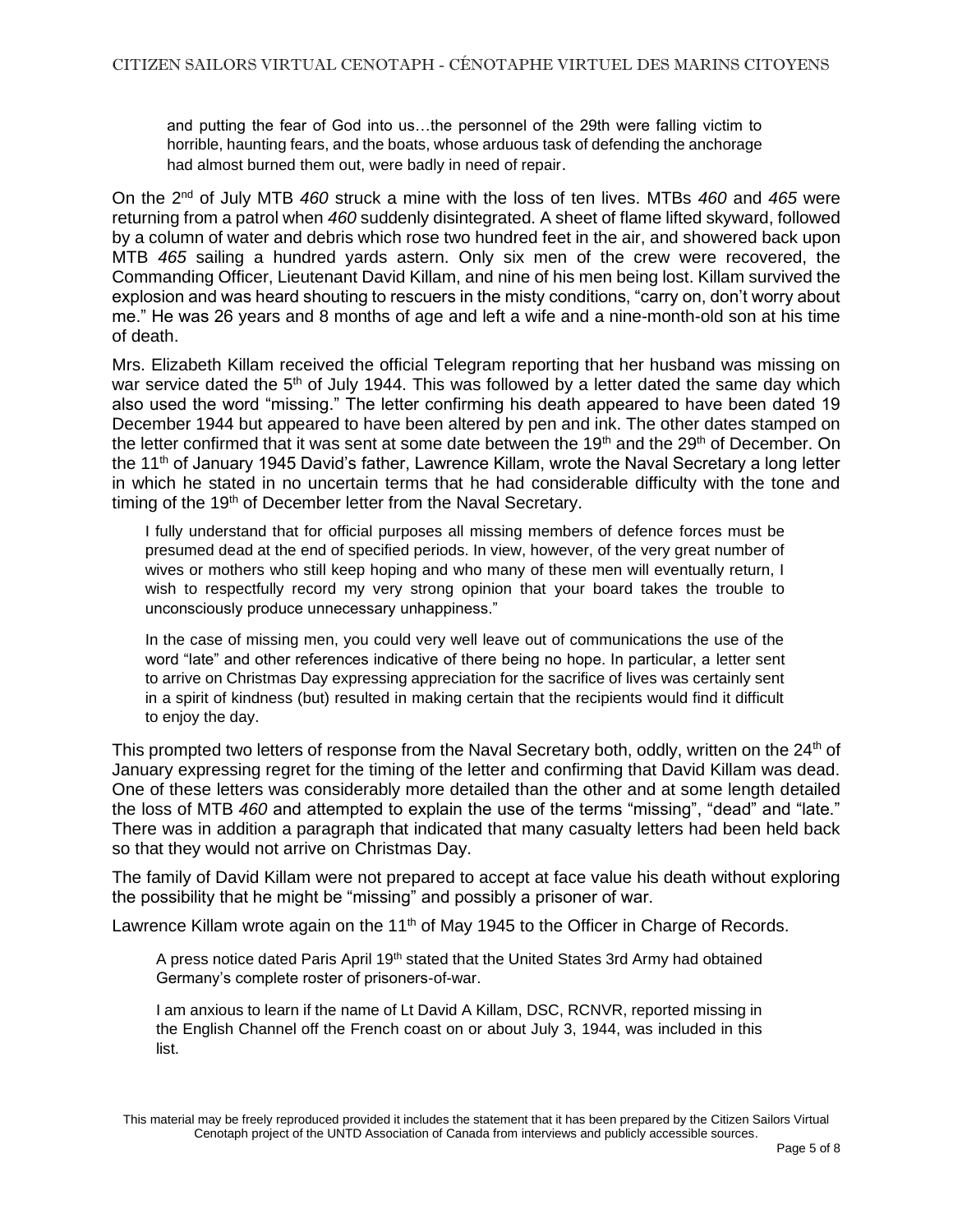> and putting the fear of God into us…the personnel of the 29th were falling victim to horrible, haunting fears, and the boats, whose arduous task of defending the anchorage had almost burned them out, were badly in need of repair.

On the 2nd of July MTB *460* struck a mine with the loss of ten lives. MTBs *460* and *465* were returning from a patrol when *460* suddenly disintegrated. A sheet of flame lifted skyward, followed by a column of water and debris which rose two hundred feet in the air, and showered back upon MTB *465* sailing a hundred yards astern. Only six men of the crew were recovered, the Commanding Officer, Lieutenant David Killam, and nine of his men being lost. Killam survived the explosion and was heard shouting to rescuers in the misty conditions, "carry on, don't worry about me." He was 26 years and 8 months of age and left a wife and a nine-month-old son at his time of death.

Mrs. Elizabeth Killam received the official Telegram reporting that her husband was missing on war service dated the 5th of July 1944. This was followed by a letter dated the same day which also used the word "missing." The letter confirming his death appeared to have been dated 19 December 1944 but appeared to have been altered by pen and ink. The other dates stamped on the letter confirmed that it was sent at some date between the 19th and the 29th of December. On the 11th of January 1945 David's father, Lawrence Killam, wrote the Naval Secretary a long letter in which he stated in no uncertain terms that he had considerable difficulty with the tone and timing of the 19th of December letter from the Naval Secretary.

> I fully understand that for official purposes all missing members of defence forces must be presumed dead at the end of specified periods. In view, however, of the very great number of wives or mothers who still keep hoping and who many of these men will eventually return, I wish to respectfully record my very strong opinion that your board takes the trouble to unconsciously produce unnecessary unhappiness."
>
> In the case of missing men, you could very well leave out of communications the use of the word "late" and other references indicative of there being no hope. In particular, a letter sent to arrive on Christmas Day expressing appreciation for the sacrifice of lives was certainly sent in a spirit of kindness (but) resulted in making certain that the recipients would find it difficult to enjoy the day.

This prompted two letters of response from the Naval Secretary both, oddly, written on the 24th of January expressing regret for the timing of the letter and confirming that David Killam was dead. One of these letters was considerably more detailed than the other and at some length detailed the loss of MTB *460* and attempted to explain the use of the terms "missing", "dead" and "late." There was in addition a paragraph that indicated that many casualty letters had been held back so that they would not arrive on Christmas Day.

The family of David Killam were not prepared to accept at face value his death without exploring the possibility that he might be "missing" and possibly a prisoner of war.

Lawrence Killam wrote again on the 11th of May 1945 to the Officer in Charge of Records.

> A press notice dated Paris April 19th stated that the United States 3rd Army had obtained Germany's complete roster of prisoners-of-war.
>
> I am anxious to learn if the name of Lt David A Killam, DSC, RCNVR, reported missing in the English Channel off the French coast on or about July 3, 1944, was included in this list.

This material may be freely reproduced provided it includes the statement that it has been prepared by the Citizen Sailors Virtual Cenotaph project of the UNTD Association of Canada from interviews and publicly accessible sources.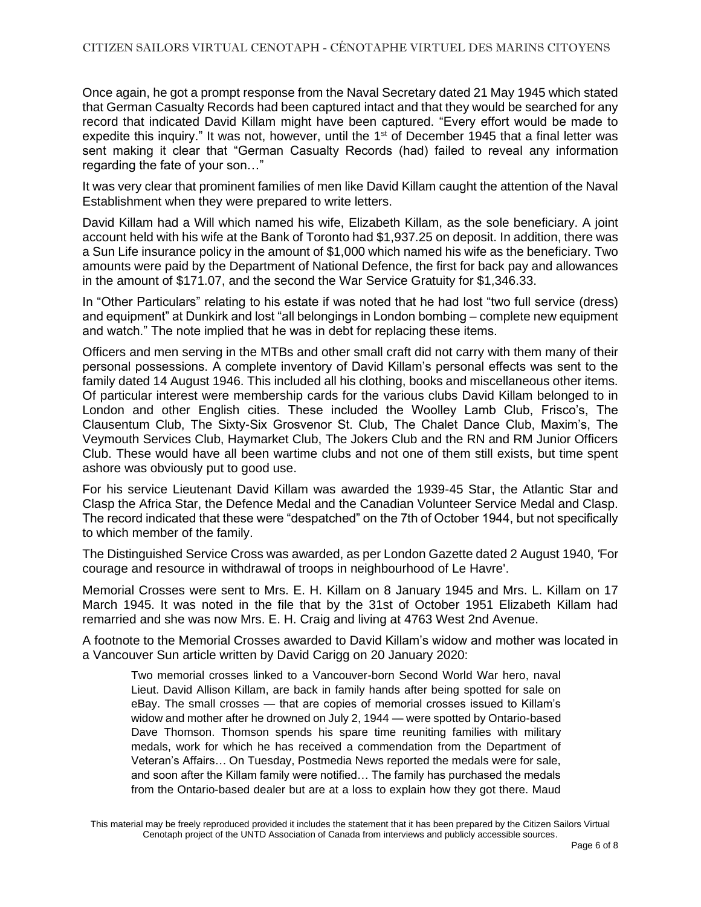Once again, he got a prompt response from the Naval Secretary dated 21 May 1945 which stated that German Casualty Records had been captured intact and that they would be searched for any record that indicated David Killam might have been captured. “Every effort would be made to expedite this inquiry.” It was not, however, until the 1st of December 1945 that a final letter was sent making it clear that “German Casualty Records (had) failed to reveal any information regarding the fate of your son…”

It was very clear that prominent families of men like David Killam caught the attention of the Naval Establishment when they were prepared to write letters.

David Killam had a Will which named his wife, Elizabeth Killam, as the sole beneficiary. A joint account held with his wife at the Bank of Toronto had $1,937.25 on deposit. In addition, there was a Sun Life insurance policy in the amount of $1,000 which named his wife as the beneficiary. Two amounts were paid by the Department of National Defence, the first for back pay and allowances in the amount of $171.07, and the second the War Service Gratuity for $1,346.33.

In “Other Particulars” relating to his estate if was noted that he had lost “two full service (dress) and equipment” at Dunkirk and lost “all belongings in London bombing – complete new equipment and watch.” The note implied that he was in debt for replacing these items.

Officers and men serving in the MTBs and other small craft did not carry with them many of their personal possessions. A complete inventory of David Killam’s personal effects was sent to the family dated 14 August 1946. This included all his clothing, books and miscellaneous other items. Of particular interest were membership cards for the various clubs David Killam belonged to in London and other English cities. These included the Woolley Lamb Club, Frisco’s, The Clausentum Club, The Sixty-Six Grosvenor St. Club, The Chalet Dance Club, Maxim’s, The Veymouth Services Club, Haymarket Club, The Jokers Club and the RN and RM Junior Officers Club. These would have all been wartime clubs and not one of them still exists, but time spent ashore was obviously put to good use.

For his service Lieutenant David Killam was awarded the 1939-45 Star, the Atlantic Star and Clasp the Africa Star, the Defence Medal and the Canadian Volunteer Service Medal and Clasp. The record indicated that these were “despatched” on the 7th of October 1944, but not specifically to which member of the family.

The Distinguished Service Cross was awarded, as per London Gazette dated 2 August 1940, 'For courage and resource in withdrawal of troops in neighbourhood of Le Havre'.

Memorial Crosses were sent to Mrs. E. H. Killam on 8 January 1945 and Mrs. L. Killam on 17 March 1945. It was noted in the file that by the 31st of October 1951 Elizabeth Killam had remarried and she was now Mrs. E. H. Craig and living at 4763 West 2nd Avenue.

A footnote to the Memorial Crosses awarded to David Killam’s widow and mother was located in a Vancouver Sun article written by David Carigg on 20 January 2020:

> Two memorial crosses linked to a Vancouver-born Second World War hero, naval Lieut. David Allison Killam, are back in family hands after being spotted for sale on eBay. The small crosses — that are copies of memorial crosses issued to Killam’s widow and mother after he drowned on July 2, 1944 — were spotted by Ontario-based Dave Thomson. Thomson spends his spare time reuniting families with military medals, work for which he has received a commendation from the Department of Veteran’s Affairs… On Tuesday, Postmedia News reported the medals were for sale, and soon after the Killam family were notified… The family has purchased the medals from the Ontario-based dealer but are at a loss to explain how they got there. Maud

This material may be freely reproduced provided it includes the statement that it has been prepared by the Citizen Sailors Virtual Cenotaph project of the UNTD Association of Canada from interviews and publicly accessible sources.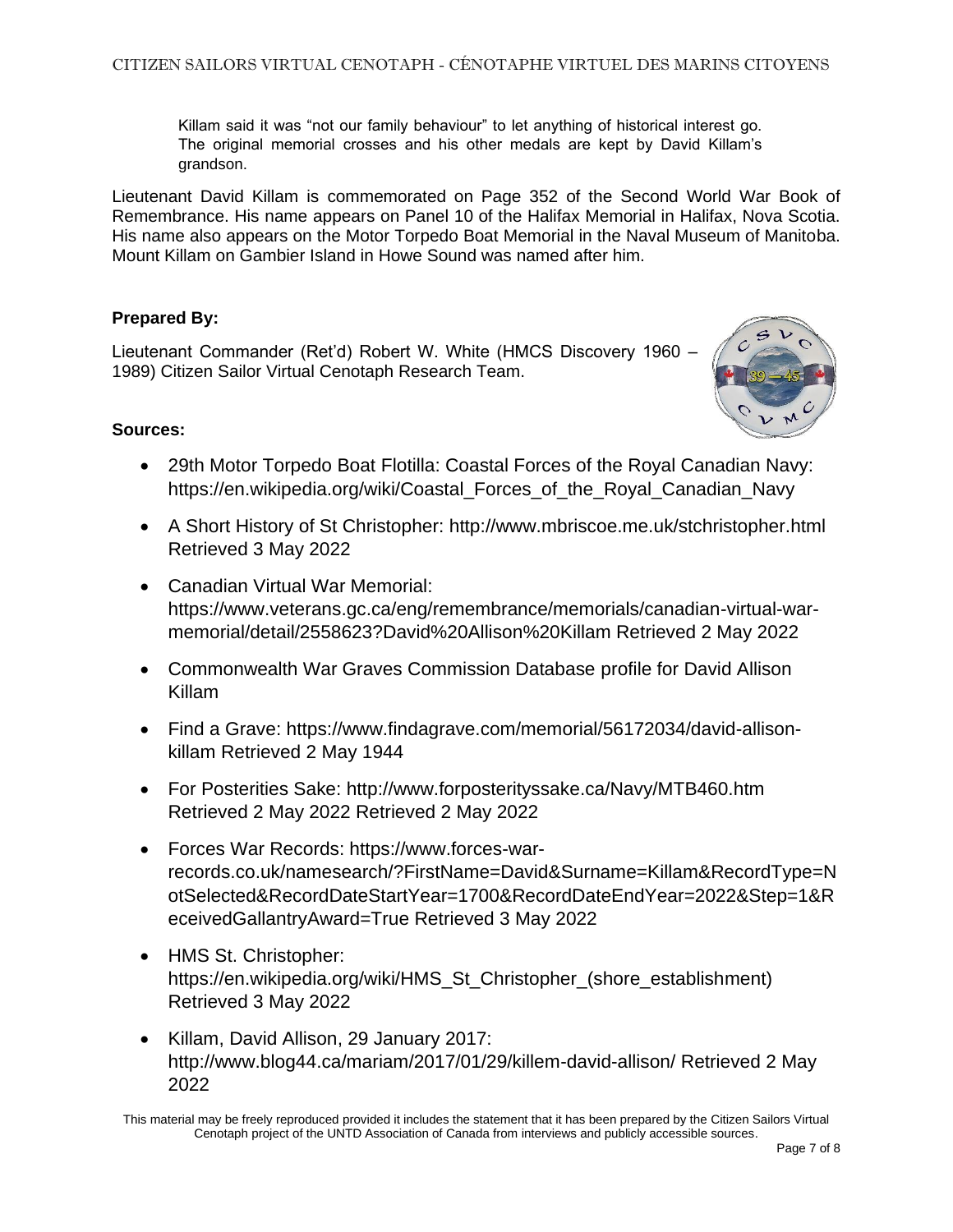Killam said it was “not our family behaviour” to let anything of historical interest go. The original memorial crosses and his other medals are kept by David Killam’s grandson.

Lieutenant David Killam is commemorated on Page 352 of the Second World War Book of Remembrance. His name appears on Panel 10 of the Halifax Memorial in Halifax, Nova Scotia. His name also appears on the Motor Torpedo Boat Memorial in the Naval Museum of Manitoba. Mount Killam on Gambier Island in Howe Sound was named after him.

**Prepared By:**

Lieutenant Commander (Ret’d) Robert W. White (HMCS Discovery 1960 – 1989) Citizen Sailor Virtual Cenotaph Research Team.

**Sources:**

- 29th Motor Torpedo Boat Flotilla: Coastal Forces of the Royal Canadian Navy: https://en.wikipedia.org/wiki/Coastal_Forces_of_the_Royal_Canadian_Navy
- A Short History of St Christopher: http://www.mbriscoe.me.uk/stchristopher.html Retrieved 3 May 2022
- Canadian Virtual War Memorial: https://www.veterans.gc.ca/eng/remembrance/memorials/canadian-virtual-war-memorial/detail/2558623?David%20Allison%20Killam Retrieved 2 May 2022
- Commonwealth War Graves Commission Database profile for David Allison Killam
- Find a Grave: https://www.findagrave.com/memorial/56172034/david-allison-killam Retrieved 2 May 1944
- For Posterities Sake: http://www.forposterityssake.ca/Navy/MTB460.htm Retrieved 2 May 2022 Retrieved 2 May 2022
- Forces War Records: https://www.forces-war-records.co.uk/namesearch/?FirstName=David&Surname=Killam&RecordType=NotSelected&RecordDateStartYear=1700&RecordDateEndYear=2022&Step=1&ReceivedGallantryAward=True Retrieved 3 May 2022
- HMS St. Christopher: https://en.wikipedia.org/wiki/HMS_St_Christopher_(shore_establishment) Retrieved 3 May 2022
- Killam, David Allison, 29 January 2017: http://www.blog44.ca/mariam/2017/01/29/killem-david-allison/ Retrieved 2 May 2022

This material may be freely reproduced provided it includes the statement that it has been prepared by the Citizen Sailors Virtual Cenotaph project of the UNTD Association of Canada from interviews and publicly accessible sources.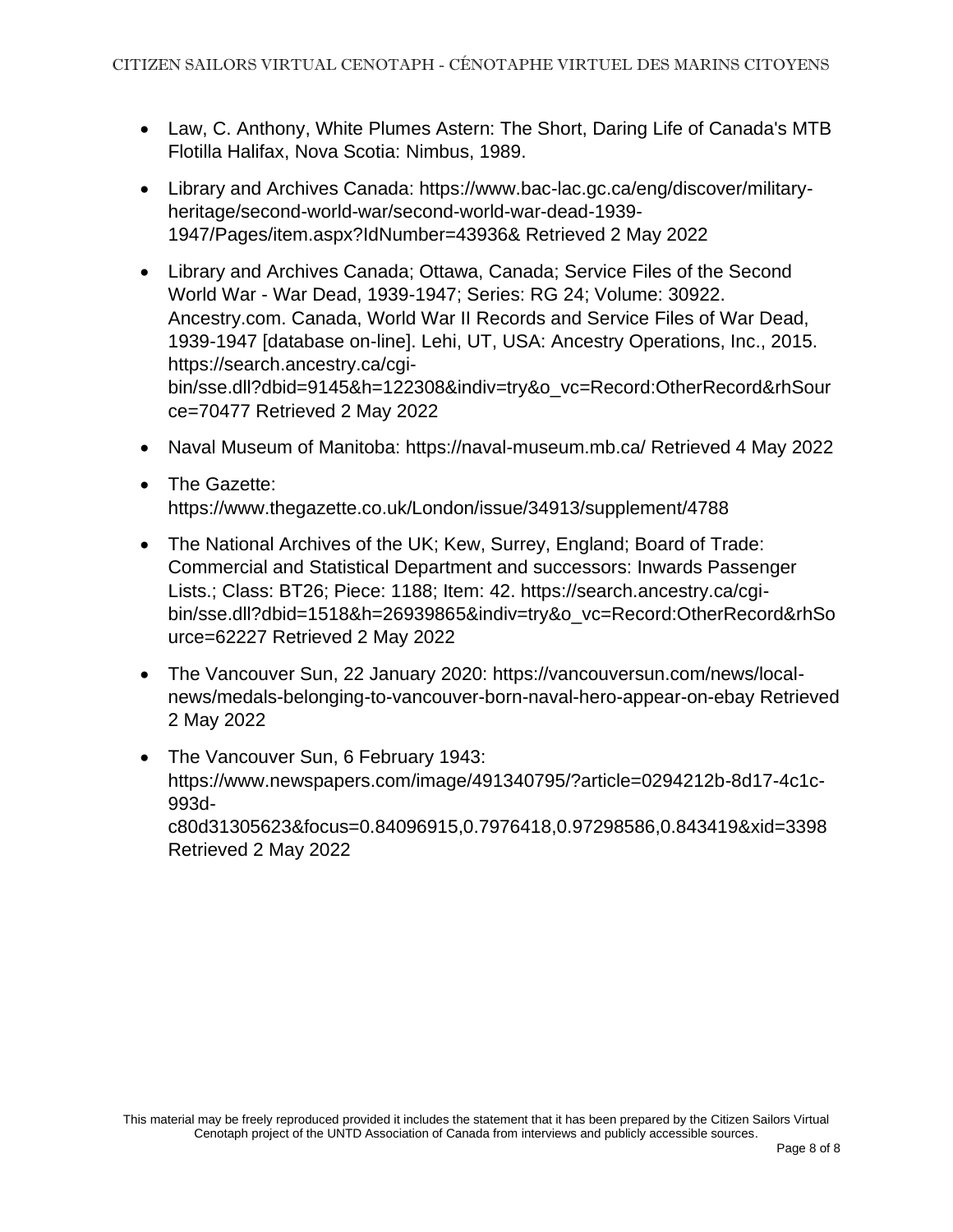- Law, C. Anthony, White Plumes Astern: The Short, Daring Life of Canada's MTB Flotilla Halifax, Nova Scotia: Nimbus, 1989.
- Library and Archives Canada: https://www.bac-lac.gc.ca/eng/discover/military-heritage/second-world-war/second-world-war-dead-1939-1947/Pages/item.aspx?IdNumber=43936& Retrieved 2 May 2022
- Library and Archives Canada; Ottawa, Canada; Service Files of the Second World War - War Dead, 1939-1947; Series: RG 24; Volume: 30922. Ancestry.com. Canada, World War II Records and Service Files of War Dead, 1939-1947 [database on-line]. Lehi, UT, USA: Ancestry Operations, Inc., 2015. https://search.ancestry.ca/cgi-bin/sse.dll?dbid=9145&h=122308&indiv=try&o_vc=Record:OtherRecord&rhSource=70477 Retrieved 2 May 2022
- Naval Museum of Manitoba: https://naval-museum.mb.ca/ Retrieved 4 May 2022
- The Gazette: https://www.thegazette.co.uk/London/issue/34913/supplement/4788
- The National Archives of the UK; Kew, Surrey, England; Board of Trade: Commercial and Statistical Department and successors: Inwards Passenger Lists.; Class: BT26; Piece: 1188; Item: 42. https://search.ancestry.ca/cgi-bin/sse.dll?dbid=1518&h=26939865&indiv=try&o_vc=Record:OtherRecord&rhSource=62227 Retrieved 2 May 2022
- The Vancouver Sun, 22 January 2020: https://vancouversun.com/news/local-news/medals-belonging-to-vancouver-born-naval-hero-appear-on-ebay Retrieved 2 May 2022
- The Vancouver Sun, 6 February 1943: https://www.newspapers.com/image/491340795/?article=0294212b-8d17-4c1c-993d-c80d31305623&focus=0.84096915,0.7976418,0.97298586,0.843419&xid=3398 Retrieved 2 May 2022

This material may be freely reproduced provided it includes the statement that it has been prepared by the Citizen Sailors Virtual Cenotaph project of the UNTD Association of Canada from interviews and publicly accessible sources.